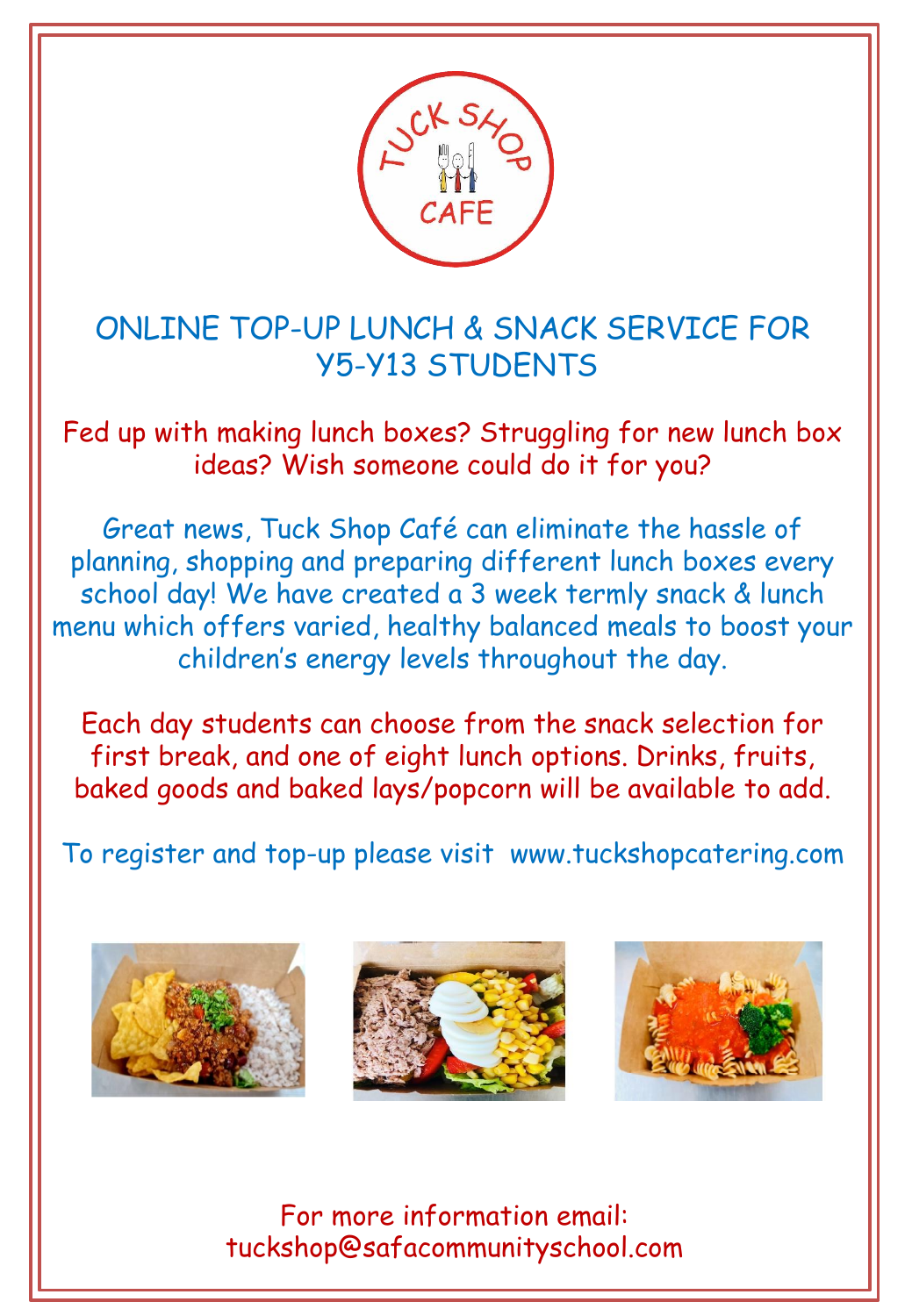TUCK SHOP CAFE

# ONLINE TOP-UP LUNCH & SNACK SERVICE FOR Y5-Y13 STUDENTS

Fed up with making lunch boxes? Struggling for new lunch box ideas? Wish someone could do it for you?

Great news, Tuck Shop Café can eliminate the hassle of planning, shopping and preparing different lunch boxes every school day! We have created a 3 week termly snack & lunch menu which offers varied, healthy balanced meals to boost your children's energy levels throughout the day.

Each day students can choose from the snack selection for first break, and one of eight lunch options. Drinks, fruits, baked goods and baked lays/popcorn will be available to add.

To register and top-up please visit www.tuckshopcatering.com

For more information email: tuckshop@safacommunityschool.com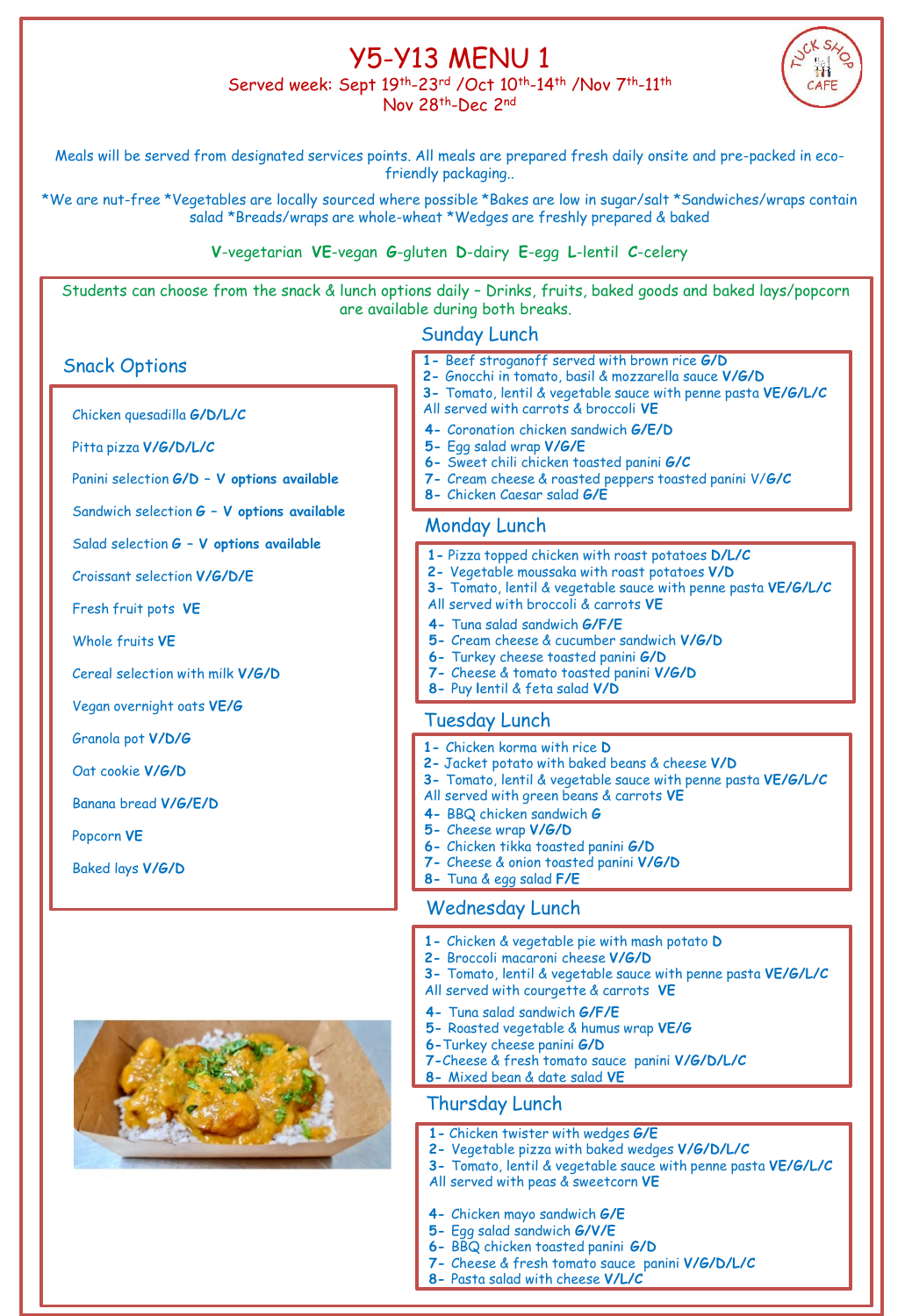# Y5-Y13 MENU 1

Served week: Sept 19th-23rd /Oct 10th-14th /Nov 7th-11th
Nov 28th-Dec 2nd

Meals will be served from designated services points. All meals are prepared fresh daily onsite and pre-packed in eco-friendly packaging..

*We are nut-free *Vegetables are locally sourced where possible *Bakes are low in sugar/salt *Sandwiches/wraps contain salad *Breads/wraps are whole-wheat *Wedges are freshly prepared & baked

**V**-vegetarian **VE**-vegan **G**-gluten **D**-dairy **E**-egg **L**-lentil **C**-celery

Students can choose from the snack & lunch options daily – Drinks, fruits, baked goods and baked lays/popcorn are available during both breaks.

## Snack Options

- Chicken quesadilla **G/D/L/C**
- Pitta pizza **V/G/D/L/C**
- Panini selection **G/D – V options available**
- Sandwich selection **G – V options available**
- Salad selection **G – V options available**
- Croissant selection **V/G/D/E**
- Fresh fruit pots **VE**
- Whole fruits **VE**
- Cereal selection with milk **V/G/D**
- Vegan overnight oats **VE/G**
- Granola pot **V/D/G**
- Oat cookie **V/G/D**
- Banana bread **V/G/E/D**
- Popcorn **VE**
- Baked lays **V/G/D**

## Sunday Lunch

1- Beef stroganoff served with brown rice **G/D**
2- Gnocchi in tomato, basil & mozzarella sauce **V/G/D**
3- Tomato, lentil & vegetable sauce with penne pasta **VE/G/L/C**
All served with carrots & broccoli **VE**
4- Coronation chicken sandwich **G/E/D**
5- Egg salad wrap **V/G/E**
6- Sweet chili chicken toasted panini **G/C**
7- Cream cheese & roasted peppers toasted panini V/**G/C**
8- Chicken Caesar salad **G/E**

## Monday Lunch

1- Pizza topped chicken with roast potatoes **D/L/C**
2- Vegetable moussaka with roast potatoes **V/D**
3- Tomato, lentil & vegetable sauce with penne pasta **VE/G/L/C**
All served with broccoli & carrots **VE**
4- Tuna salad sandwich **G/F/E**
5- Cream cheese & cucumber sandwich **V/G/D**
6- Turkey cheese toasted panini **G/D**
7- Cheese & tomato toasted panini **V/G/D**
8- Puy lentil & feta salad **V/D**

## Tuesday Lunch

1- Chicken korma with rice **D**
2- Jacket potato with baked beans & cheese **V/D**
3- Tomato, lentil & vegetable sauce with penne pasta **VE/G/L/C**
All served with green beans & carrots **VE**
4- BBQ chicken sandwich **G**
5- Cheese wrap **V/G/D**
6- Chicken tikka toasted panini **G/D**
7- Cheese & onion toasted panini **V/G/D**
8- Tuna & egg salad **F/E**

## Wednesday Lunch

1- Chicken & vegetable pie with mash potato **D**
2- Broccoli macaroni cheese **V/G/D**
3- Tomato, lentil & vegetable sauce with penne pasta **VE/G/L/C**
All served with courgette & carrots **VE**
4- Tuna salad sandwich **G/F/E**
5- Roasted vegetable & humus wrap **VE/G**
6-Turkey cheese panini **G/D**
7-Cheese & fresh tomato sauce panini **V/G/D/L/C**
8- Mixed bean & date salad **VE**

## Thursday Lunch

1- Chicken twister with wedges **G/E**
2- Vegetable pizza with baked wedges **V/G/D/L/C**
3- Tomato, lentil & vegetable sauce with penne pasta **VE/G/L/C**
All served with peas & sweetcorn **VE**

4- Chicken mayo sandwich **G/E**
5- Egg salad sandwich **G/V/E**
6- BBQ chicken toasted panini **G/D**
7- Cheese & fresh tomato sauce panini **V/G/D/L/C**
8- Pasta salad with cheese **V/L/C**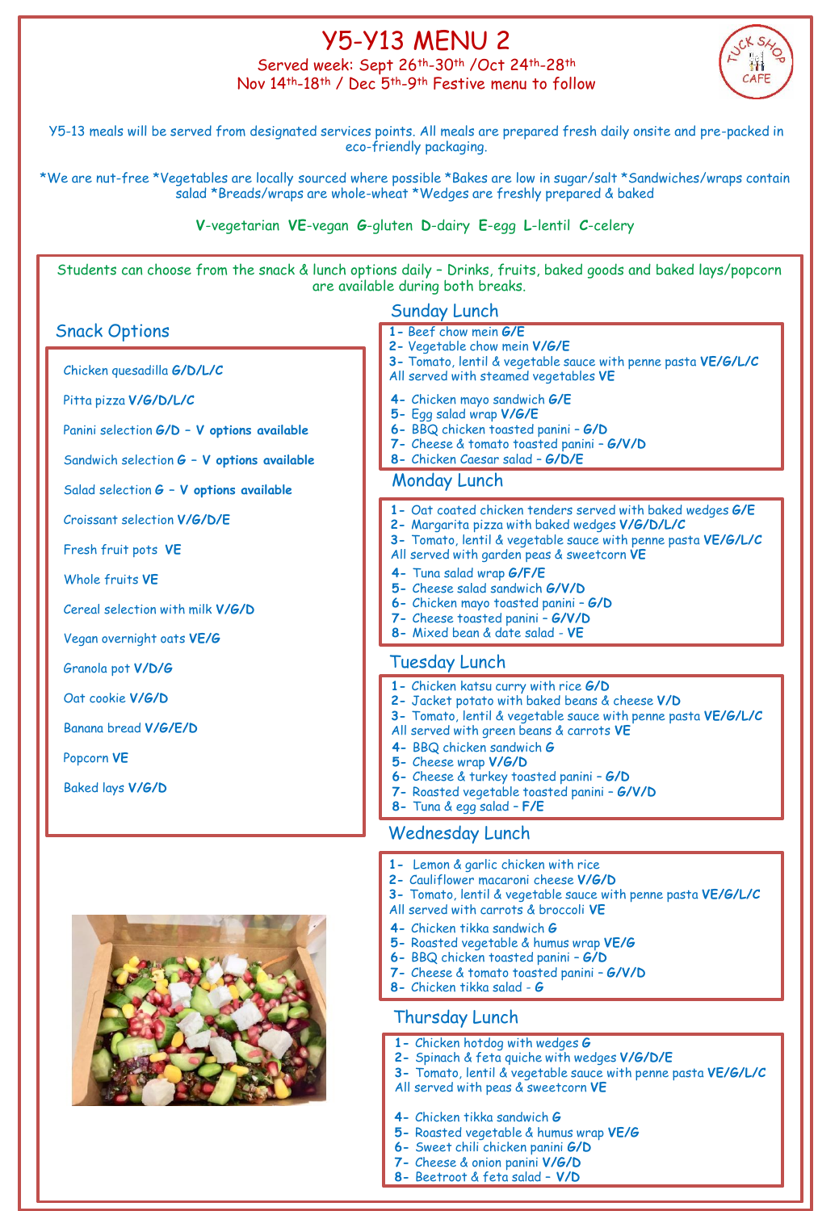# Y5-Y13 MENU 2

Served week: Sept 26th-30th /Oct 24th-28th
Nov 14th-18th / Dec 5th-9th Festive menu to follow

Y5-13 meals will be served from designated services points. All meals are prepared fresh daily onsite and pre-packed in eco-friendly packaging.

*We are nut-free *Vegetables are locally sourced where possible *Bakes are low in sugar/salt *Sandwiches/wraps contain salad *Breads/wraps are whole-wheat *Wedges are freshly prepared & baked

**V**-vegetarian **VE**-vegan **G**-gluten **D**-dairy **E**-egg **L**-lentil **C**-celery

Students can choose from the snack & lunch options daily – Drinks, fruits, baked goods and baked lays/popcorn are available during both breaks.

## Snack Options

- Chicken quesadilla **G/D/L/C**
- Pitta pizza **V/G/D/L/C**
- Panini selection **G/D – V options available**
- Sandwich selection **G – V options available**
- Salad selection **G – V options available**
- Croissant selection **V/G/D/E**
- Fresh fruit pots **VE**
- Whole fruits **VE**
- Cereal selection with milk **V/G/D**
- Vegan overnight oats **VE/G**
- Granola pot **V/D/G**
- Oat cookie **V/G/D**
- Banana bread **V/G/E/D**
- Popcorn **VE**
- Baked lays **V/G/D**

## Sunday Lunch

1- Beef chow mein **G/E**
2- Vegetable chow mein **V/G/E**
3- Tomato, lentil & vegetable sauce with penne pasta **VE/G/L/C**
All served with steamed vegetables **VE**

4- Chicken mayo sandwich **G/E**
5- Egg salad wrap **V/G/E**
6- BBQ chicken toasted panini – **G/D**
7- Cheese & tomato toasted panini – **G/V/D**
8- Chicken Caesar salad – **G/D/E**

## Monday Lunch

1- Oat coated chicken tenders served with baked wedges **G/E**
2- Margarita pizza with baked wedges **V/G/D/L/C**
3- Tomato, lentil & vegetable sauce with penne pasta **VE/G/L/C**
All served with garden peas & sweetcorn **VE**

4- Tuna salad wrap **G/F/E**
5- Cheese salad sandwich **G/V/D**
6- Chicken mayo toasted panini – **G/D**
7- Cheese toasted panini – **G/V/D**
8- Mixed bean & date salad - **VE**

## Tuesday Lunch

1- Chicken katsu curry with rice **G/D**
2- Jacket potato with baked beans & cheese **V/D**
3- Tomato, lentil & vegetable sauce with penne pasta **VE/G/L/C**
All served with green beans & carrots **VE**

4- BBQ chicken sandwich **G**
5- Cheese wrap **V/G/D**
6- Cheese & turkey toasted panini – **G/D**
7- Roasted vegetable toasted panini – **G/V/D**
8- Tuna & egg salad – **F/E**

## Wednesday Lunch

1- Lemon & garlic chicken with rice
2- Cauliflower macaroni cheese **V/G/D**
3- Tomato, lentil & vegetable sauce with penne pasta **VE/G/L/C**
All served with carrots & broccoli **VE**

4- Chicken tikka sandwich **G**
5- Roasted vegetable & humus wrap **VE/G**
6- BBQ chicken toasted panini – **G/D**
7- Cheese & tomato toasted panini – **G/V/D**
8- Chicken tikka salad - **G**

## Thursday Lunch

1- Chicken hotdog with wedges **G**
2- Spinach & feta quiche with wedges **V/G/D/E**
3- Tomato, lentil & vegetable sauce with penne pasta **VE/G/L/C**
All served with peas & sweetcorn **VE**

4- Chicken tikka sandwich **G**
5- Roasted vegetable & humus wrap **VE/G**
6- Sweet chili chicken panini **G/D**
7- Cheese & onion panini **V/G/D**
8- Beetroot & feta salad – **V/D**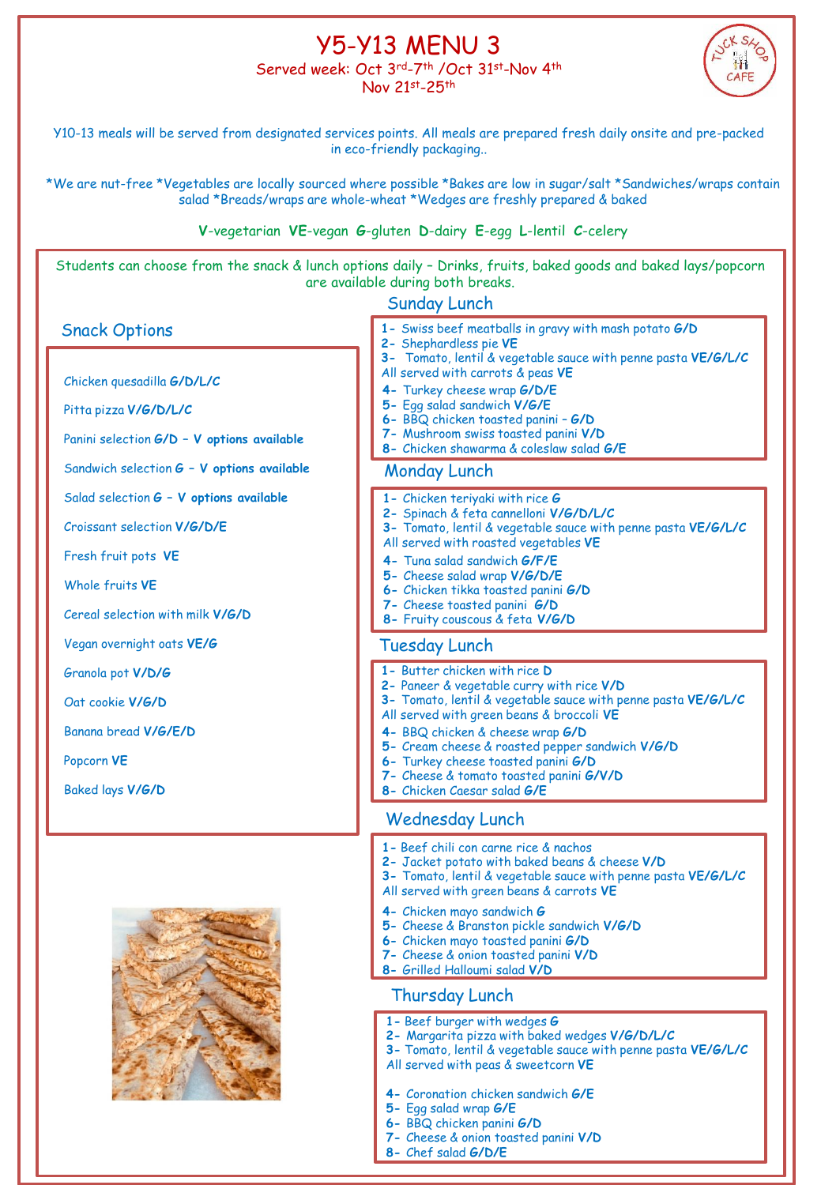# Y5-Y13 MENU 3

Served week: Oct 3rd-7th /Oct 31st-Nov 4th
Nov 21st-25th

TUCK SHOP CAFE

Y10-13 meals will be served from designated services points. All meals are prepared fresh daily onsite and pre-packed in eco-friendly packaging..

*We are nut-free *Vegetables are locally sourced where possible *Bakes are low in sugar/salt *Sandwiches/wraps contain salad *Breads/wraps are whole-wheat *Wedges are freshly prepared & baked

**V**-vegetarian **VE**-vegan **G**-gluten **D**-dairy **E**-egg **L**-lentil **C**-celery

Students can choose from the snack & lunch options daily – Drinks, fruits, baked goods and baked lays/popcorn are available during both breaks.

## Snack Options

- Chicken quesadilla **G/D/L/C**
- Pitta pizza **V/G/D/L/C**
- Panini selection **G/D – V options available**
- Sandwich selection **G – V options available**
- Salad selection **G – V options available**
- Croissant selection **V/G/D/E**
- Fresh fruit pots **VE**
- Whole fruits **VE**
- Cereal selection with milk **V/G/D**
- Vegan overnight oats **VE/G**
- Granola pot **V/D/G**
- Oat cookie **V/G/D**
- Banana bread **V/G/E/D**
- Popcorn **VE**
- Baked lays **V/G/D**

## Sunday Lunch

1- Swiss beef meatballs in gravy with mash potato **G/D**
2- Shephardless pie **VE**
3- Tomato, lentil & vegetable sauce with penne pasta **VE/G/L/C**
All served with carrots & peas **VE**
4- Turkey cheese wrap **G/D/E**
5- Egg salad sandwich **V/G/E**
6- BBQ chicken toasted panini – **G/D**
7- Mushroom swiss toasted panini **V/D**
8- Chicken shawarma & coleslaw salad **G/E**

## Monday Lunch

1- Chicken teriyaki with rice **G**
2- Spinach & feta cannelloni **V/G/D/L/C**
3- Tomato, lentil & vegetable sauce with penne pasta **VE/G/L/C**
All served with roasted vegetables **VE**
4- Tuna salad sandwich **G/F/E**
5- Cheese salad wrap **V/G/D/E**
6- Chicken tikka toasted panini **G/D**
7- Cheese toasted panini **G/D**
8- Fruity couscous & feta **V/G/D**

## Tuesday Lunch

1- Butter chicken with rice **D**
2- Paneer & vegetable curry with rice **V/D**
3- Tomato, lentil & vegetable sauce with penne pasta **VE/G/L/C**
All served with green beans & broccoli **VE**
4- BBQ chicken & cheese wrap **G/D**
5- Cream cheese & roasted pepper sandwich **V/G/D**
6- Turkey cheese toasted panini **G/D**
7- Cheese & tomato toasted panini **G/V/D**
8- Chicken Caesar salad **G/E**

## Wednesday Lunch

1- Beef chili con carne rice & nachos
2- Jacket potato with baked beans & cheese **V/D**
3- Tomato, lentil & vegetable sauce with penne pasta **VE/G/L/C**
All served with green beans & carrots **VE**
4- Chicken mayo sandwich **G**
5- Cheese & Branston pickle sandwich **V/G/D**
6- Chicken mayo toasted panini **G/D**
7- Cheese & onion toasted panini **V/D**
8- Grilled Halloumi salad **V/D**

## Thursday Lunch

1- Beef burger with wedges **G**
2- Margarita pizza with baked wedges **V/G/D/L/C**
3- Tomato, lentil & vegetable sauce with penne pasta **VE/G/L/C**
All served with peas & sweetcorn **VE**
4- Coronation chicken sandwich **G/E**
5- Egg salad wrap **G/E**
6- BBQ chicken panini **G/D**
7- Cheese & onion toasted panini **V/D**
8- Chef salad **G/D/E**